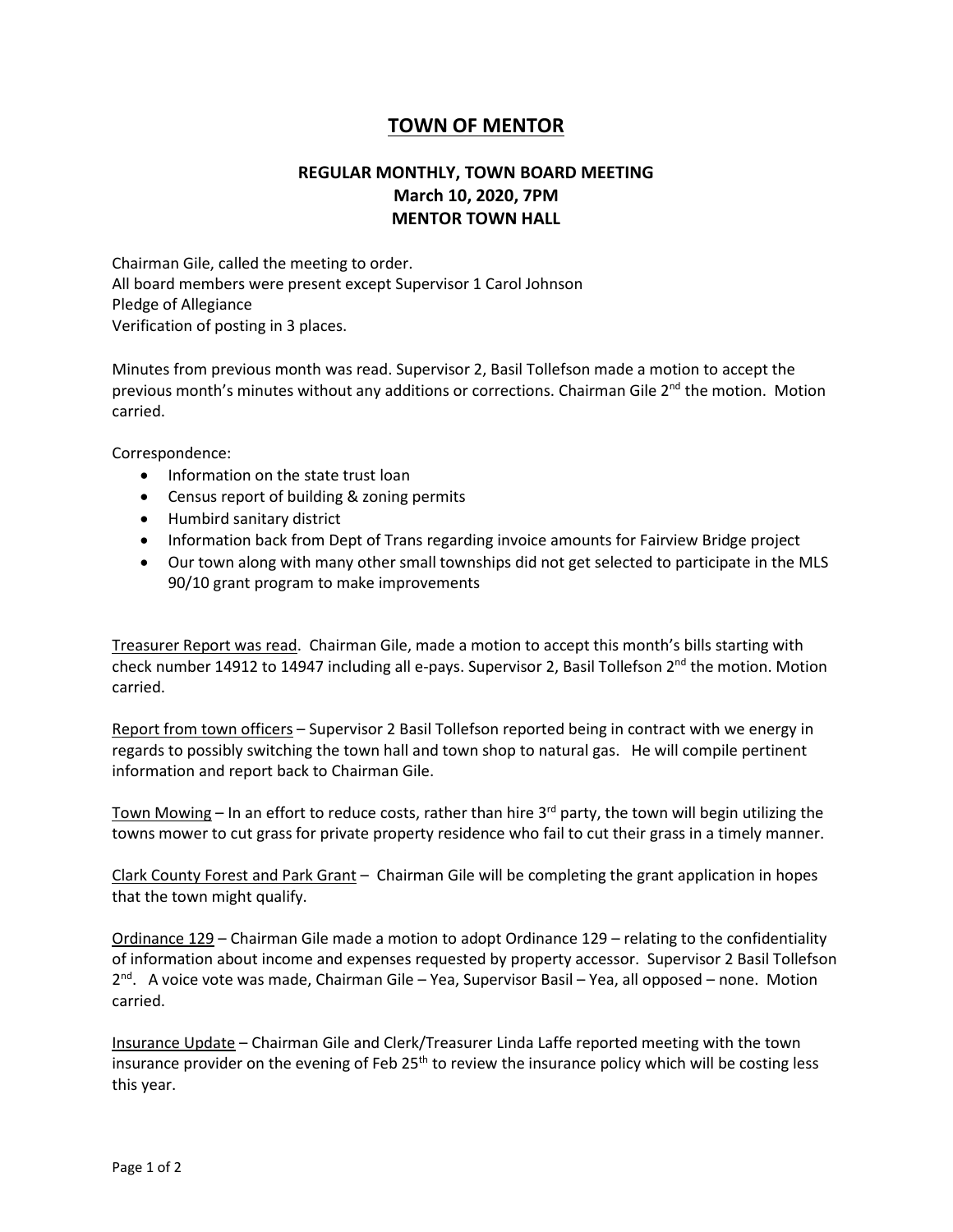# TOWN OF MENTOR

## REGULAR MONTHLY, TOWN BOARD MEETING
## March 10, 2020, 7PM
## MENTOR TOWN HALL

Chairman Gile, called the meeting to order.
All board members were present except Supervisor 1 Carol Johnson
Pledge of Allegiance
Verification of posting in 3 places.

Minutes from previous month was read. Supervisor 2, Basil Tollefson made a motion to accept the previous month's minutes without any additions or corrections. Chairman Gile 2nd the motion. Motion carried.

Correspondence:

- Information on the state trust loan
- Census report of building & zoning permits
- Humbird sanitary district
- Information back from Dept of Trans regarding invoice amounts for Fairview Bridge project
- Our town along with many other small townships did not get selected to participate in the MLS 90/10 grant program to make improvements

Treasurer Report was read. Chairman Gile, made a motion to accept this month's bills starting with check number 14912 to 14947 including all e-pays. Supervisor 2, Basil Tollefson 2nd the motion. Motion carried.

Report from town officers – Supervisor 2 Basil Tollefson reported being in contract with we energy in regards to possibly switching the town hall and town shop to natural gas. He will compile pertinent information and report back to Chairman Gile.

Town Mowing – In an effort to reduce costs, rather than hire 3rd party, the town will begin utilizing the towns mower to cut grass for private property residence who fail to cut their grass in a timely manner.

Clark County Forest and Park Grant – Chairman Gile will be completing the grant application in hopes that the town might qualify.

Ordinance 129 – Chairman Gile made a motion to adopt Ordinance 129 – relating to the confidentiality of information about income and expenses requested by property accessor. Supervisor 2 Basil Tollefson 2nd. A voice vote was made, Chairman Gile – Yea, Supervisor Basil – Yea, all opposed – none. Motion carried.

Insurance Update – Chairman Gile and Clerk/Treasurer Linda Laffe reported meeting with the town insurance provider on the evening of Feb 25th to review the insurance policy which will be costing less this year.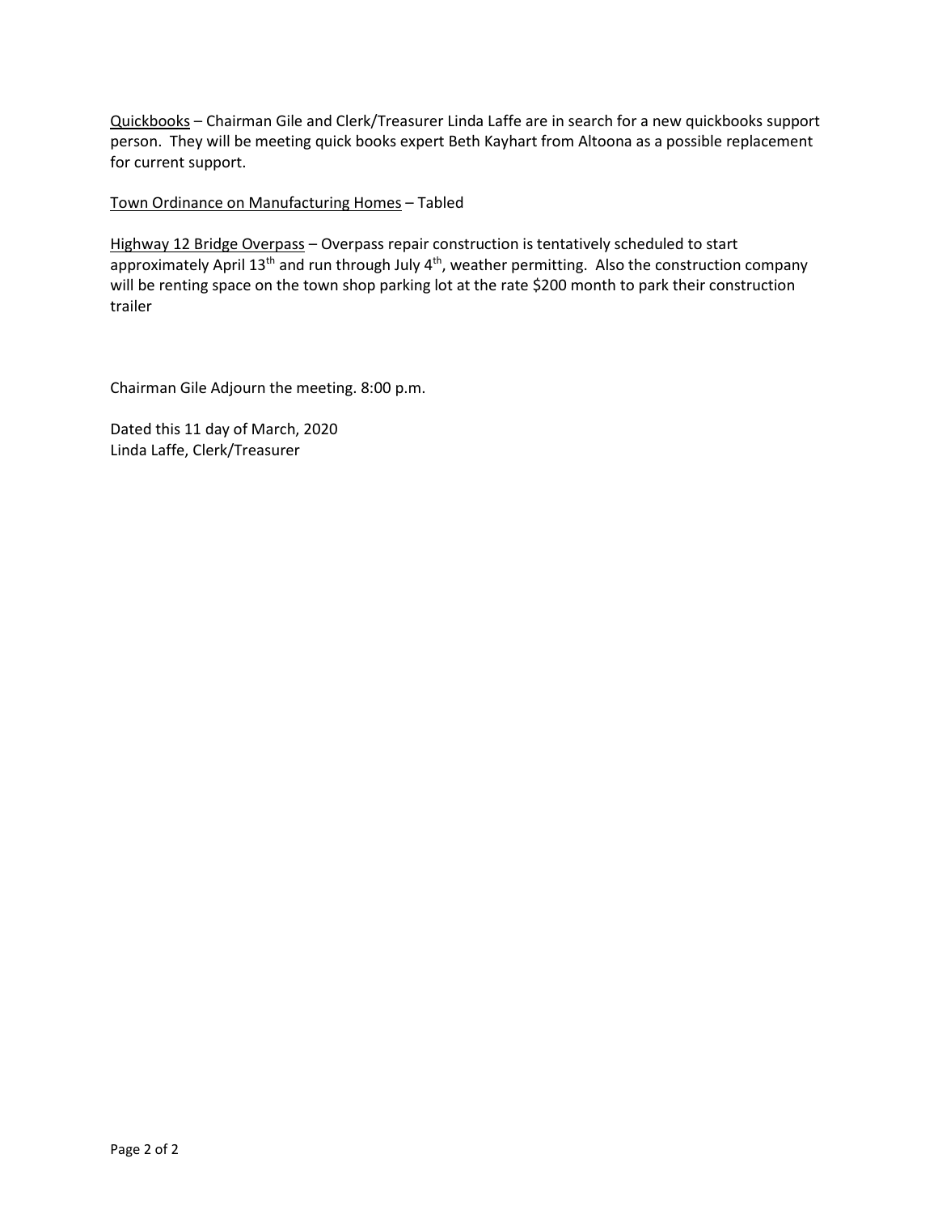<u>Quickbooks</u> – Chairman Gile and Clerk/Treasurer Linda Laffe are in search for a new quickbooks support person. They will be meeting quick books expert Beth Kayhart from Altoona as a possible replacement for current support.

<u>Town Ordinance on Manufacturing Homes</u> – Tabled

<u>Highway 12 Bridge Overpass</u> – Overpass repair construction is tentatively scheduled to start approximately April 13th and run through July 4th, weather permitting. Also the construction company will be renting space on the town shop parking lot at the rate $200 month to park their construction trailer

Chairman Gile Adjourn the meeting. 8:00 p.m.

Dated this 11 day of March, 2020
Linda Laffe, Clerk/Treasurer